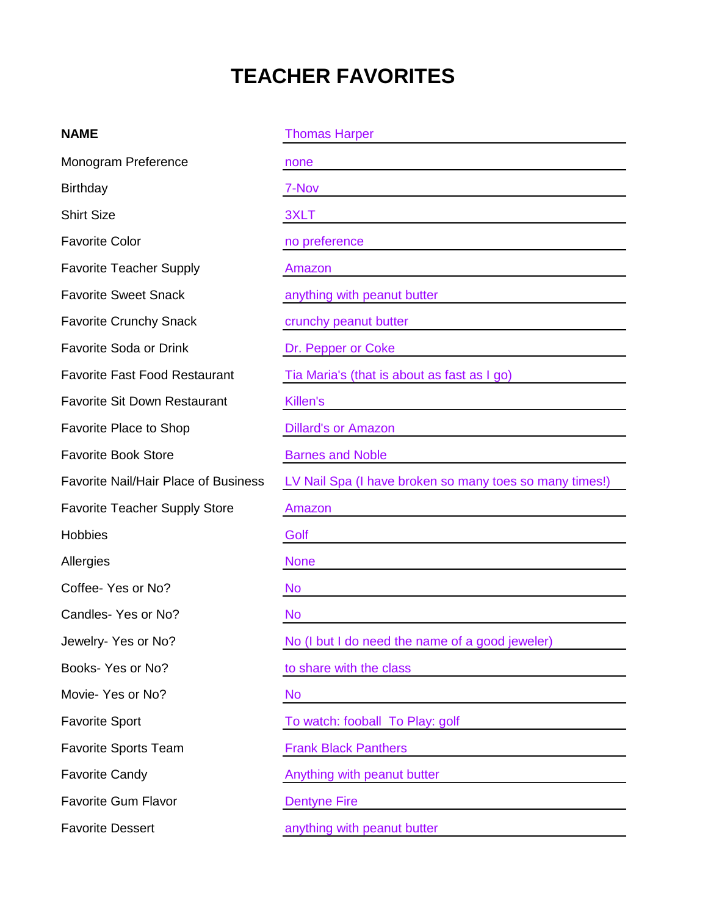# TEACHER FAVORITES

| | |
|---|---|
| **NAME** | Thomas Harper |
| Monogram Preference | none |
| Birthday | 7-Nov |
| Shirt Size | 3XLT |
| Favorite Color | no preference |
| Favorite Teacher Supply | Amazon |
| Favorite Sweet Snack | anything with peanut butter |
| Favorite Crunchy Snack | crunchy peanut butter |
| Favorite Soda or Drink | Dr. Pepper or Coke |
| Favorite Fast Food Restaurant | Tia Maria's (that is about as fast as I go) |
| Favorite Sit Down Restaurant | Killen's |
| Favorite Place to Shop | Dillard's or Amazon |
| Favorite Book Store | Barnes and Noble |
| Favorite Nail/Hair Place of Business | LV Nail Spa (I have broken so many toes so many times!) |
| Favorite Teacher Supply Store | Amazon |
| Hobbies | Golf |
| Allergies | None |
| Coffee- Yes or No? | No |
| Candles- Yes or No? | No |
| Jewelry- Yes or No? | No (I but I do need the name of a good jeweler) |
| Books- Yes or No? | to share with the class |
| Movie- Yes or No? | No |
| Favorite Sport | To watch: fooball To Play: golf |
| Favorite Sports Team | Frank Black Panthers |
| Favorite Candy | Anything with peanut butter |
| Favorite Gum Flavor | Dentyne Fire |
| Favorite Dessert | anything with peanut butter |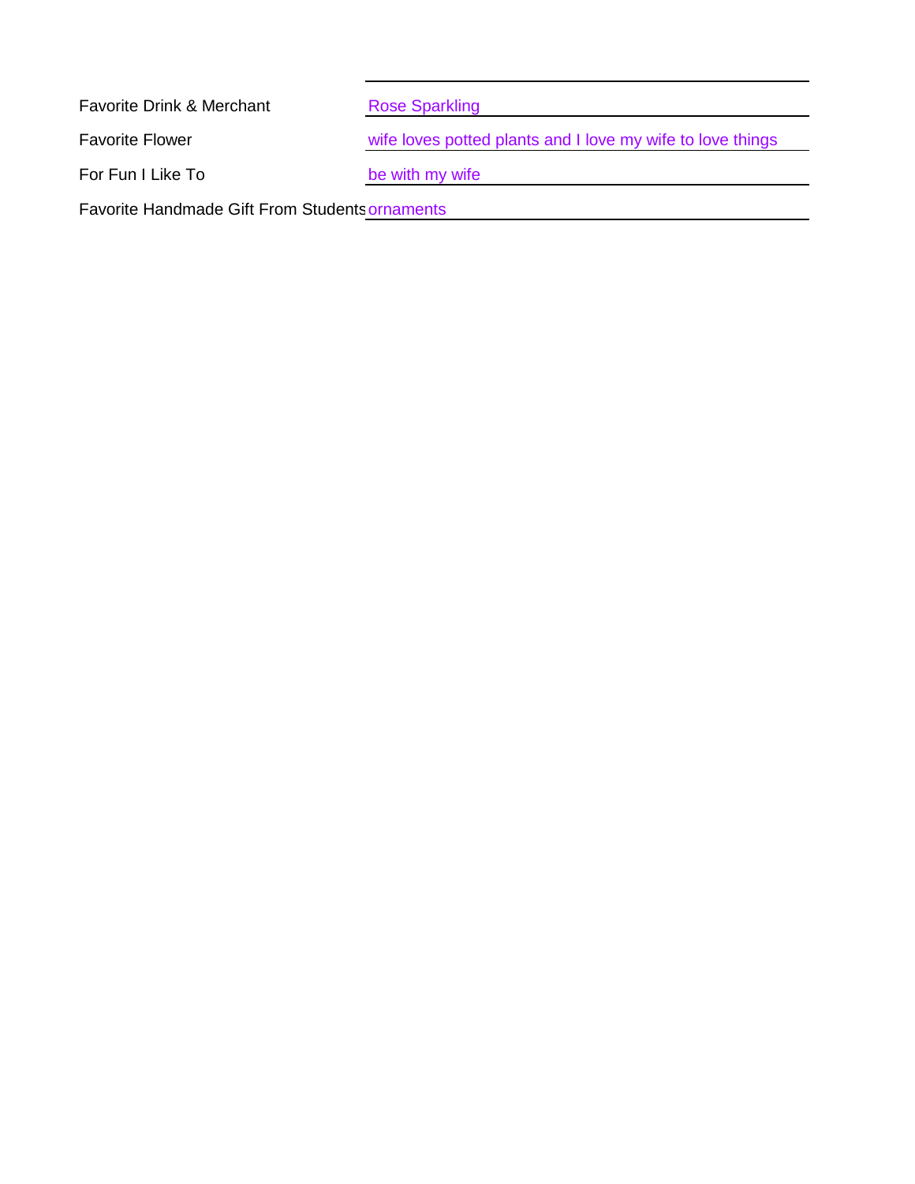| | |
|---|---|
| Favorite Drink & Merchant | Rose Sparkling |
| Favorite Flower | wife loves potted plants and I love my wife to love things |
| For Fun I Like To | be with my wife |
| Favorite Handmade Gift From Students | ornaments |